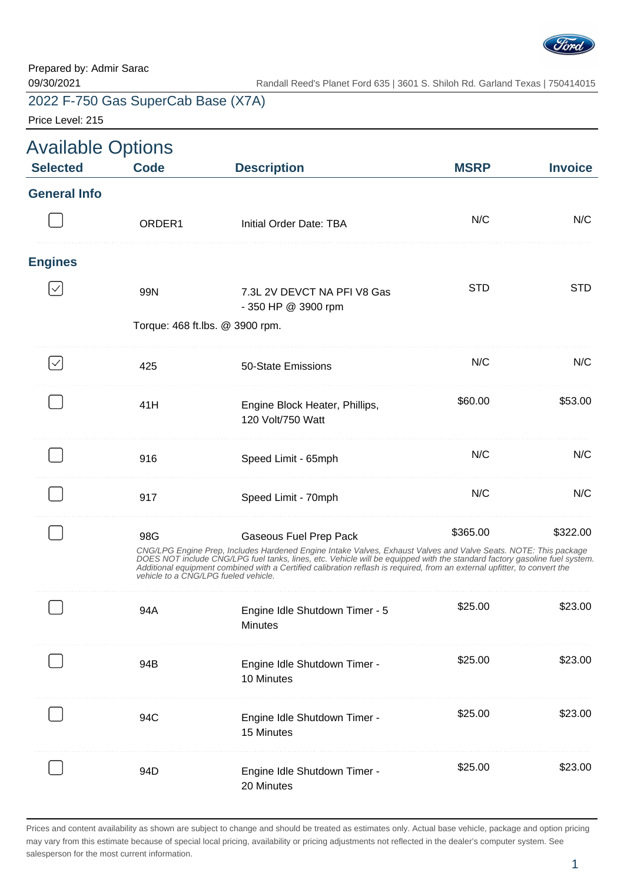Prepared by: Admir Sarac
09/30/2021

Randall Reed's Planet Ford 635 | 3601 S. Shiloh Rd. Garland Texas | 750414015

2022 F-750 Gas SuperCab Base (X7A)

Price Level: 215

# Available Options

| Selected | Code | Description | MSRP | Invoice |
|---|---|---|---|---|
| **General Info** | | | | |
| ☐ | ORDER1 | Initial Order Date: TBA | N/C | N/C |
| **Engines** | | | | |
| ☑ | 99N | 7.3L 2V DEVCT NA PFI V8 Gas - 350 HP @ 3900 rpm<br>Torque: 468 ft.lbs. @ 3900 rpm. | STD | STD |
| ☑ | 425 | 50-State Emissions | N/C | N/C |
| ☐ | 41H | Engine Block Heater, Phillips, 120 Volt/750 Watt | $60.00 | $53.00 |
| ☐ | 916 | Speed Limit - 65mph | N/C | N/C |
| ☐ | 917 | Speed Limit - 70mph | N/C | N/C |
| ☐ | 98G | Gaseous Fuel Prep Pack<br>*CNG/LPG Engine Prep, Includes Hardened Engine Intake Valves, Exhaust Valves and Valve Seats. NOTE: This package DOES NOT include CNG/LPG fuel tanks, lines, etc. Vehicle will be equipped with the standard factory gasoline fuel system. Additional equipment combined with a Certified calibration reflash is required, from an external upfitter, to convert the vehicle to a CNG/LPG fueled vehicle.* | $365.00 | $322.00 |
| ☐ | 94A | Engine Idle Shutdown Timer - 5 Minutes | $25.00 | $23.00 |
| ☐ | 94B | Engine Idle Shutdown Timer - 10 Minutes | $25.00 | $23.00 |
| ☐ | 94C | Engine Idle Shutdown Timer - 15 Minutes | $25.00 | $23.00 |
| ☐ | 94D | Engine Idle Shutdown Timer - 20 Minutes | $25.00 | $23.00 |

Prices and content availability as shown are subject to change and should be treated as estimates only. Actual base vehicle, package and option pricing may vary from this estimate because of special local pricing, availability or pricing adjustments not reflected in the dealer's computer system. See salesperson for the most current information.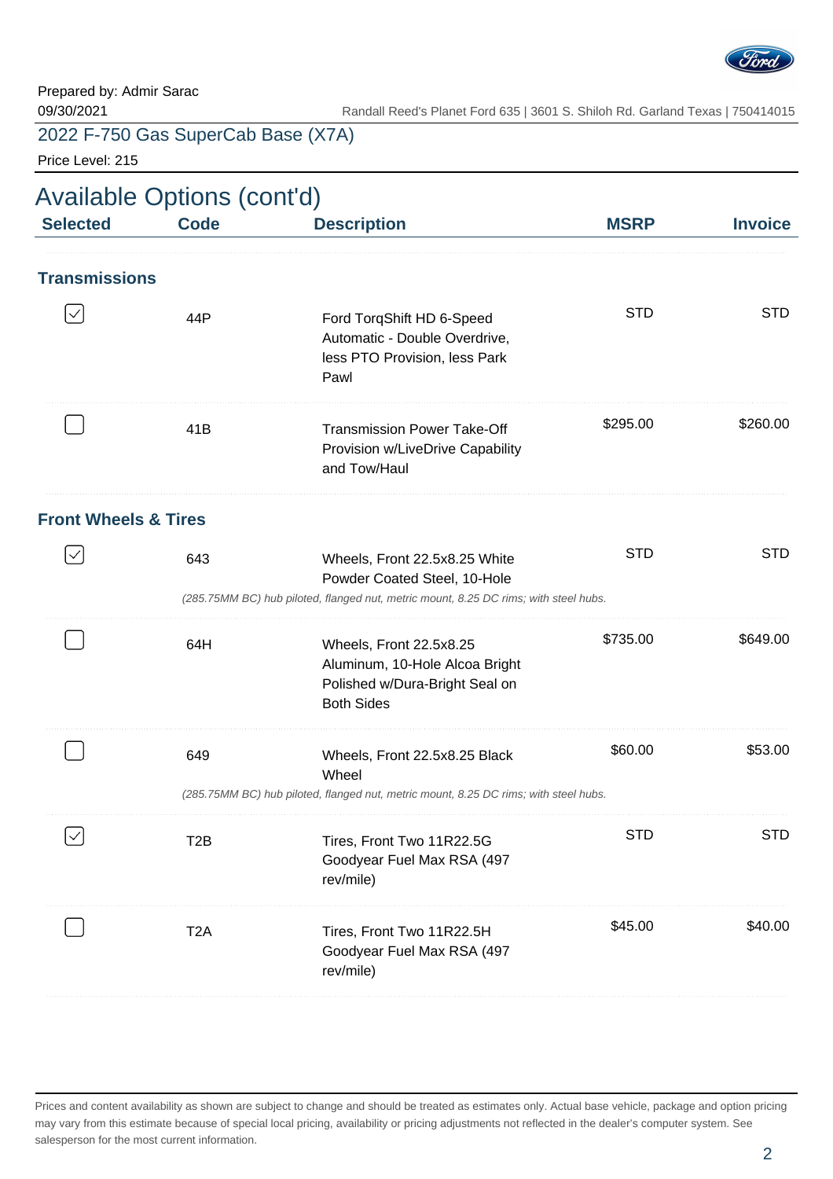Prepared by: Admir Sarac
09/30/2021

Randall Reed's Planet Ford 635 | 3601 S. Shiloh Rd. Garland Texas | 750414015

2022 F-750 Gas SuperCab Base (X7A)

Price Level: 215

## Available Options (cont'd)

| Selected | Code | Description | MSRP | Invoice |
|---|---|---|---|---|
| **Transmissions** | | | | |
| ☑ | 44P | Ford TorqShift HD 6-Speed Automatic - Double Overdrive, less PTO Provision, less Park Pawl | STD | STD |
| ☐ | 41B | Transmission Power Take-Off Provision w/LiveDrive Capability and Tow/Haul | $295.00 | $260.00 |
| **Front Wheels & Tires** | | | | |
| ☑ | 643 | Wheels, Front 22.5x8.25 White Powder Coated Steel, 10-Hole<br>*(285.75MM BC) hub piloted, flanged nut, metric mount, 8.25 DC rims; with steel hubs.* | STD | STD |
| ☐ | 64H | Wheels, Front 22.5x8.25 Aluminum, 10-Hole Alcoa Bright Polished w/Dura-Bright Seal on Both Sides | $735.00 | $649.00 |
| ☐ | 649 | Wheels, Front 22.5x8.25 Black Wheel<br>*(285.75MM BC) hub piloted, flanged nut, metric mount, 8.25 DC rims; with steel hubs.* | $60.00 | $53.00 |
| ☑ | T2B | Tires, Front Two 11R22.5G Goodyear Fuel Max RSA (497 rev/mile) | STD | STD |
| ☐ | T2A | Tires, Front Two 11R22.5H Goodyear Fuel Max RSA (497 rev/mile) | $45.00 | $40.00 |

Prices and content availability as shown are subject to change and should be treated as estimates only. Actual base vehicle, package and option pricing may vary from this estimate because of special local pricing, availability or pricing adjustments not reflected in the dealer's computer system. See salesperson for the most current information.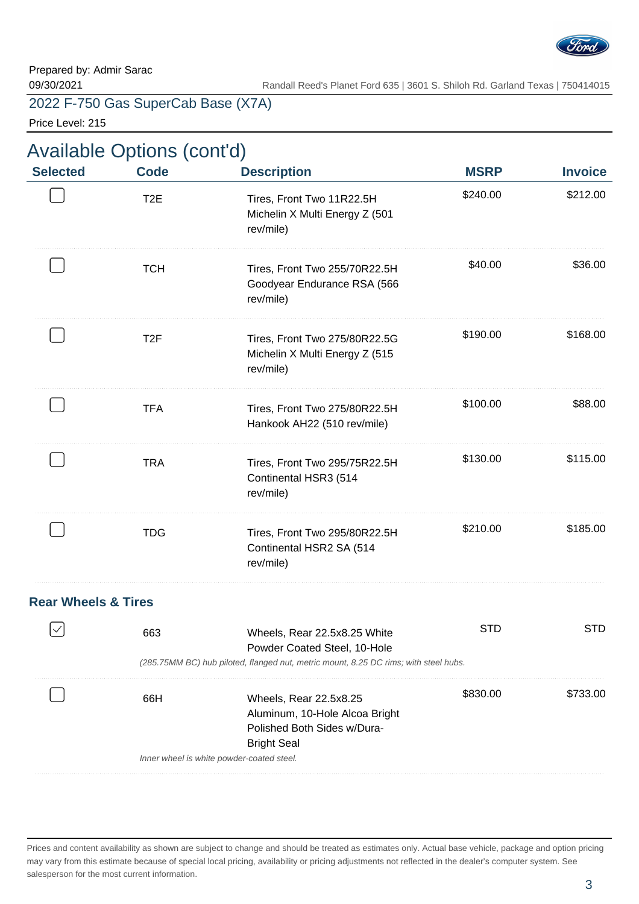Prepared by: Admir Sarac
09/30/2021

Randall Reed's Planet Ford 635 | 3601 S. Shiloh Rd. Garland Texas | 750414015

2022 F-750 Gas SuperCab Base (X7A)

Price Level: 215

# Available Options (cont'd)

| Selected | Code | Description | MSRP | Invoice |
|---|---|---|---|---|
| ☐ | T2E | Tires, Front Two 11R22.5H Michelin X Multi Energy Z (501 rev/mile) | $240.00 | $212.00 |
| ☐ | TCH | Tires, Front Two 255/70R22.5H Goodyear Endurance RSA (566 rev/mile) | $40.00 | $36.00 |
| ☐ | T2F | Tires, Front Two 275/80R22.5G Michelin X Multi Energy Z (515 rev/mile) | $190.00 | $168.00 |
| ☐ | TFA | Tires, Front Two 275/80R22.5H Hankook AH22 (510 rev/mile) | $100.00 | $88.00 |
| ☐ | TRA | Tires, Front Two 295/75R22.5H Continental HSR3 (514 rev/mile) | $130.00 | $115.00 |
| ☐ | TDG | Tires, Front Two 295/80R22.5H Continental HSR2 SA (514 rev/mile) | $210.00 | $185.00 |

## Rear Wheels & Tires

| Selected | Code | Description | MSRP | Invoice |
|---|---|---|---|---|
| ☑ | 663 | Wheels, Rear 22.5x8.25 White Powder Coated Steel, 10-Hole<br>*(285.75MM BC) hub piloted, flanged nut, metric mount, 8.25 DC rims; with steel hubs.* | STD | STD |
| ☐ | 66H | Wheels, Rear 22.5x8.25 Aluminum, 10-Hole Alcoa Bright Polished Both Sides w/Dura-Bright Seal<br>*Inner wheel is white powder-coated steel.* | $830.00 | $733.00 |

Prices and content availability as shown are subject to change and should be treated as estimates only. Actual base vehicle, package and option pricing may vary from this estimate because of special local pricing, availability or pricing adjustments not reflected in the dealer's computer system. See salesperson for the most current information.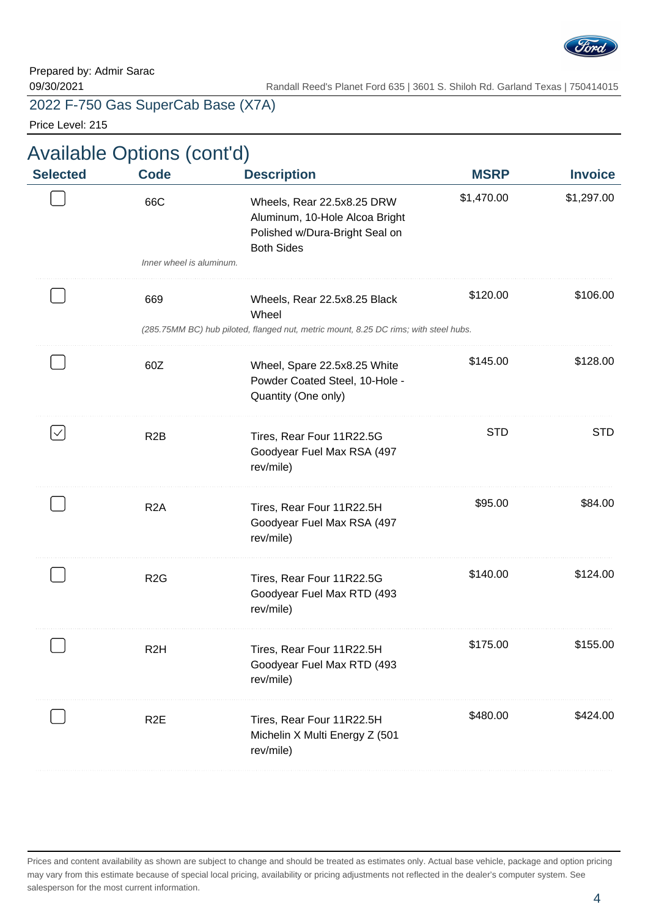Prepared by: Admir Sarac
09/30/2021

Randall Reed's Planet Ford 635 | 3601 S. Shiloh Rd. Garland Texas | 750414015

2022 F-750 Gas SuperCab Base (X7A)

Price Level: 215

## Available Options (cont'd)

| Selected | Code | Description | MSRP | Invoice |
|---|---|---|---|---|
| ☐ | 66C | Wheels, Rear 22.5x8.25 DRW Aluminum, 10-Hole Alcoa Bright Polished w/Dura-Bright Seal on Both Sides<br>*Inner wheel is aluminum.* | $1,470.00 | $1,297.00 |
| ☐ | 669 | Wheels, Rear 22.5x8.25 Black Wheel<br>*(285.75MM BC) hub piloted, flanged nut, metric mount, 8.25 DC rims; with steel hubs.* | $120.00 | $106.00 |
| ☐ | 60Z | Wheel, Spare 22.5x8.25 White Powder Coated Steel, 10-Hole - Quantity (One only) | $145.00 | $128.00 |
| ☑ | R2B | Tires, Rear Four 11R22.5G Goodyear Fuel Max RSA (497 rev/mile) | STD | STD |
| ☐ | R2A | Tires, Rear Four 11R22.5H Goodyear Fuel Max RSA (497 rev/mile) | $95.00 | $84.00 |
| ☐ | R2G | Tires, Rear Four 11R22.5G Goodyear Fuel Max RTD (493 rev/mile) | $140.00 | $124.00 |
| ☐ | R2H | Tires, Rear Four 11R22.5H Goodyear Fuel Max RTD (493 rev/mile) | $175.00 | $155.00 |
| ☐ | R2E | Tires, Rear Four 11R22.5H Michelin X Multi Energy Z (501 rev/mile) | $480.00 | $424.00 |

Prices and content availability as shown are subject to change and should be treated as estimates only. Actual base vehicle, package and option pricing may vary from this estimate because of special local pricing, availability or pricing adjustments not reflected in the dealer's computer system. See salesperson for the most current information.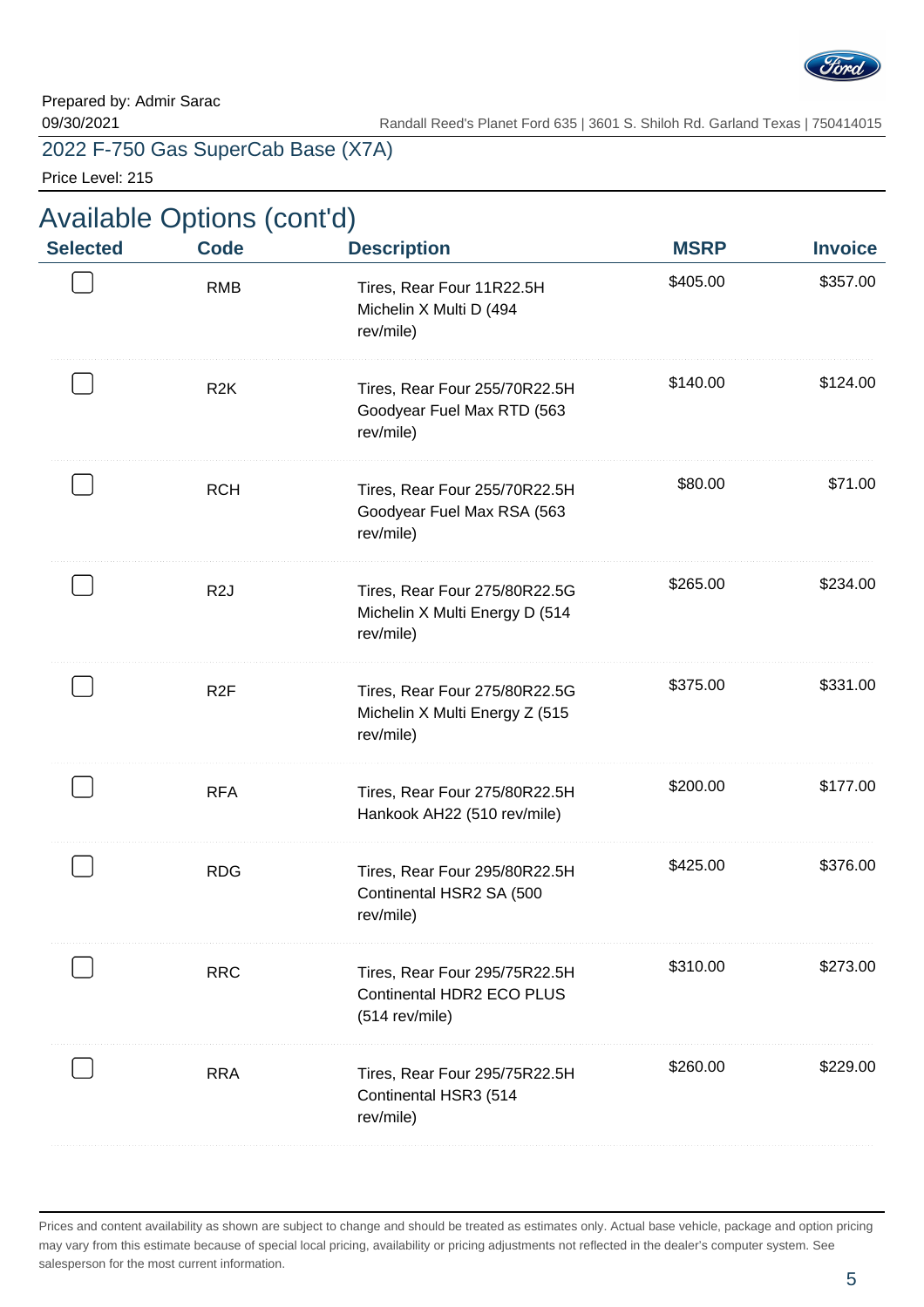Prepared by: Admir Sarac
09/30/2021

Randall Reed's Planet Ford 635 | 3601 S. Shiloh Rd. Garland Texas | 750414015

2022 F-750 Gas SuperCab Base (X7A)

Price Level: 215

## Available Options (cont'd)

| Selected | Code | Description | MSRP | Invoice |
|---|---|---|---|---|
| ☐ | RMB | Tires, Rear Four 11R22.5H Michelin X Multi D (494 rev/mile) | $405.00 | $357.00 |
| ☐ | R2K | Tires, Rear Four 255/70R22.5H Goodyear Fuel Max RTD (563 rev/mile) | $140.00 | $124.00 |
| ☐ | RCH | Tires, Rear Four 255/70R22.5H Goodyear Fuel Max RSA (563 rev/mile) | $80.00 | $71.00 |
| ☐ | R2J | Tires, Rear Four 275/80R22.5G Michelin X Multi Energy D (514 rev/mile) | $265.00 | $234.00 |
| ☐ | R2F | Tires, Rear Four 275/80R22.5G Michelin X Multi Energy Z (515 rev/mile) | $375.00 | $331.00 |
| ☐ | RFA | Tires, Rear Four 275/80R22.5H Hankook AH22 (510 rev/mile) | $200.00 | $177.00 |
| ☐ | RDG | Tires, Rear Four 295/80R22.5H Continental HSR2 SA (500 rev/mile) | $425.00 | $376.00 |
| ☐ | RRC | Tires, Rear Four 295/75R22.5H Continental HDR2 ECO PLUS (514 rev/mile) | $310.00 | $273.00 |
| ☐ | RRA | Tires, Rear Four 295/75R22.5H Continental HSR3 (514 rev/mile) | $260.00 | $229.00 |

Prices and content availability as shown are subject to change and should be treated as estimates only. Actual base vehicle, package and option pricing may vary from this estimate because of special local pricing, availability or pricing adjustments not reflected in the dealer's computer system. See salesperson for the most current information.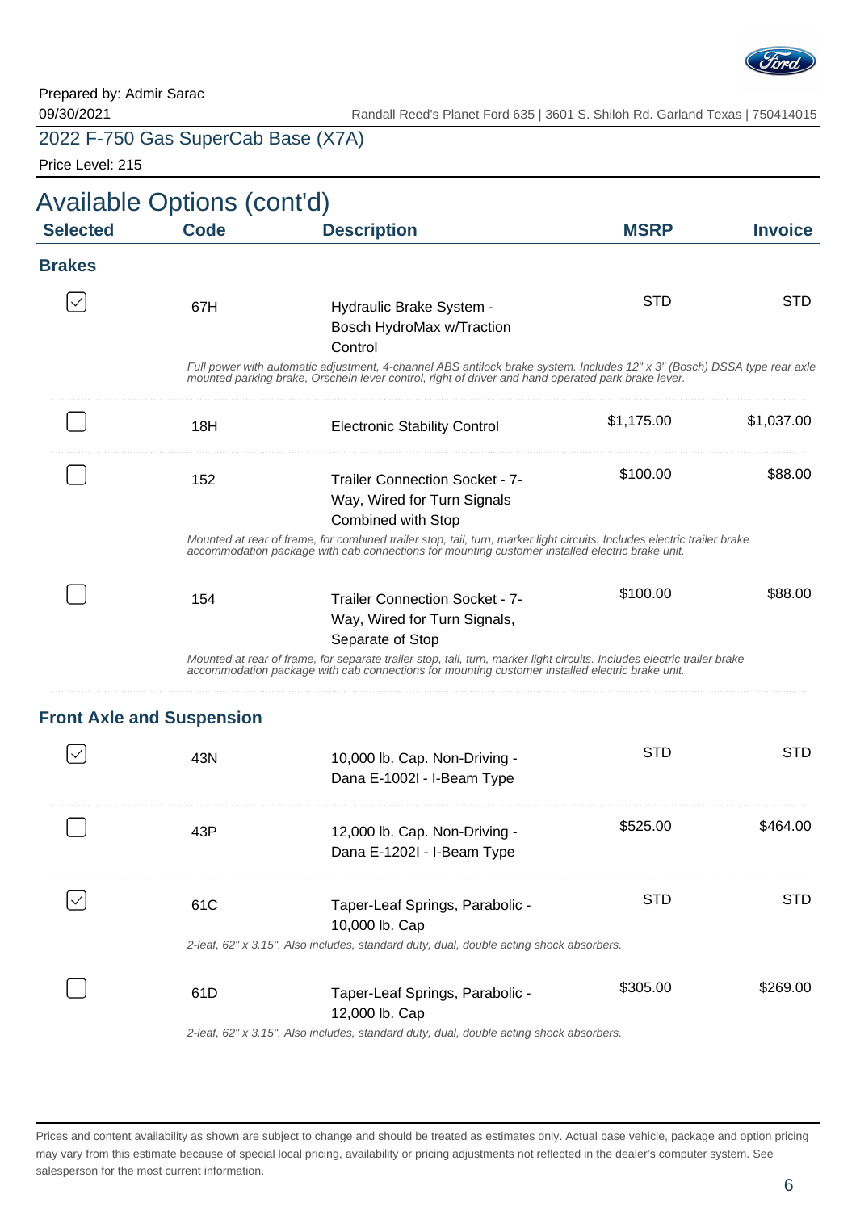Prepared by: Admir Sarac
09/30/2021

Randall Reed's Planet Ford 635 | 3601 S. Shiloh Rd. Garland Texas | 750414015

2022 F-750 Gas SuperCab Base (X7A)

Price Level: 215

# Available Options (cont'd)

| Selected | Code | Description | MSRP | Invoice |
|---|---|---|---|---|
| **Brakes** | | | | |
| ☑ | 67H | Hydraulic Brake System - Bosch HydroMax w/Traction Control | STD | STD |
| | | *Full power with automatic adjustment, 4-channel ABS antilock brake system. Includes 12" x 3" (Bosch) DSSA type rear axle mounted parking brake, Orscheln lever control, right of driver and hand operated park brake lever.* | | |
| ☐ | 18H | Electronic Stability Control | $1,175.00 | $1,037.00 |
| ☐ | 152 | Trailer Connection Socket - 7-Way, Wired for Turn Signals Combined with Stop | $100.00 | $88.00 |
| | | *Mounted at rear of frame, for combined trailer stop, tail, turn, marker light circuits. Includes electric trailer brake accommodation package with cab connections for mounting customer installed electric brake unit.* | | |
| ☐ | 154 | Trailer Connection Socket - 7-Way, Wired for Turn Signals, Separate of Stop | $100.00 | $88.00 |
| | | *Mounted at rear of frame, for separate trailer stop, tail, turn, marker light circuits. Includes electric trailer brake accommodation package with cab connections for mounting customer installed electric brake unit.* | | |
| **Front Axle and Suspension** | | | | |
| ☑ | 43N | 10,000 lb. Cap. Non-Driving - Dana E-1002I - I-Beam Type | STD | STD |
| ☐ | 43P | 12,000 lb. Cap. Non-Driving - Dana E-1202I - I-Beam Type | $525.00 | $464.00 |
| ☑ | 61C | Taper-Leaf Springs, Parabolic - 10,000 lb. Cap | STD | STD |
| | | *2-leaf, 62" x 3.15". Also includes, standard duty, dual, double acting shock absorbers.* | | |
| ☐ | 61D | Taper-Leaf Springs, Parabolic - 12,000 lb. Cap | $305.00 | $269.00 |
| | | *2-leaf, 62" x 3.15". Also includes, standard duty, dual, double acting shock absorbers.* | | |

Prices and content availability as shown are subject to change and should be treated as estimates only. Actual base vehicle, package and option pricing may vary from this estimate because of special local pricing, availability or pricing adjustments not reflected in the dealer's computer system. See salesperson for the most current information.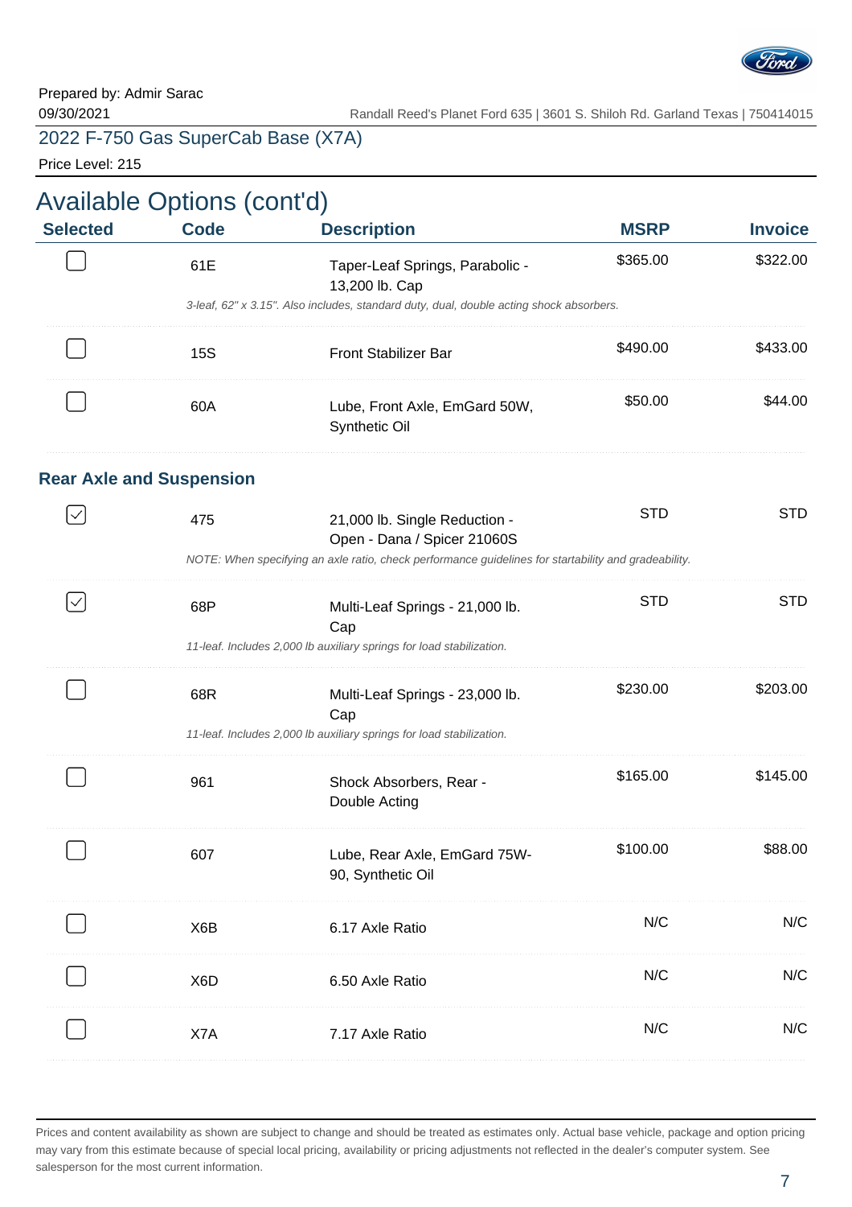Prepared by: Admir Sarac
09/30/2021

Randall Reed's Planet Ford 635 | 3601 S. Shiloh Rd. Garland Texas | 750414015

2022 F-750 Gas SuperCab Base (X7A)

Price Level: 215

# Available Options (cont'd)

| Selected | Code | Description | MSRP | Invoice |
|---|---|---|---|---|
| ☐ | 61E | Taper-Leaf Springs, Parabolic - 13,200 lb. Cap<br>*3-leaf, 62" x 3.15". Also includes, standard duty, dual, double acting shock absorbers.* | $365.00 | $322.00 |
| ☐ | 15S | Front Stabilizer Bar | $490.00 | $433.00 |
| ☐ | 60A | Lube, Front Axle, EmGard 50W, Synthetic Oil | $50.00 | $44.00 |

## Rear Axle and Suspension

| Selected | Code | Description | MSRP | Invoice |
|---|---|---|---|---|
| ☑ | 475 | 21,000 lb. Single Reduction - Open - Dana / Spicer 21060S<br>*NOTE: When specifying an axle ratio, check performance guidelines for startability and gradeability.* | STD | STD |
| ☑ | 68P | Multi-Leaf Springs - 21,000 lb. Cap<br>*11-leaf. Includes 2,000 lb auxiliary springs for load stabilization.* | STD | STD |
| ☐ | 68R | Multi-Leaf Springs - 23,000 lb. Cap<br>*11-leaf. Includes 2,000 lb auxiliary springs for load stabilization.* | $230.00 | $203.00 |
| ☐ | 961 | Shock Absorbers, Rear - Double Acting | $165.00 | $145.00 |
| ☐ | 607 | Lube, Rear Axle, EmGard 75W-90, Synthetic Oil | $100.00 | $88.00 |
| ☐ | X6B | 6.17 Axle Ratio | N/C | N/C |
| ☐ | X6D | 6.50 Axle Ratio | N/C | N/C |
| ☐ | X7A | 7.17 Axle Ratio | N/C | N/C |

Prices and content availability as shown are subject to change and should be treated as estimates only. Actual base vehicle, package and option pricing may vary from this estimate because of special local pricing, availability or pricing adjustments not reflected in the dealer's computer system. See salesperson for the most current information.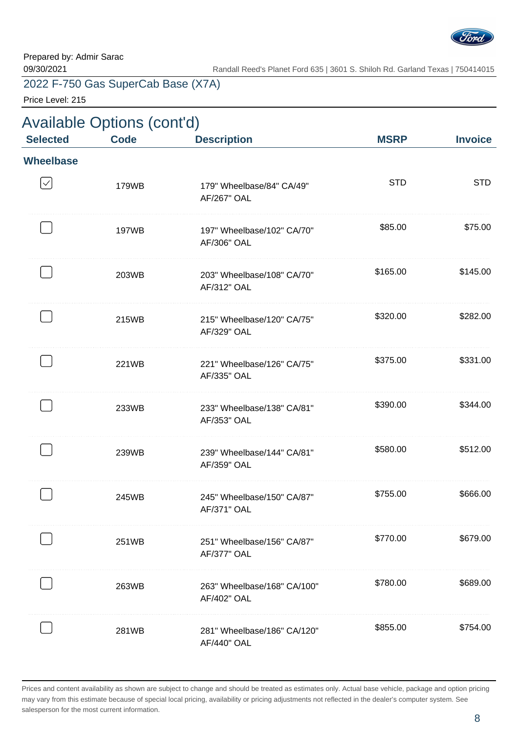Prepared by: Admir Sarac
09/30/2021

Randall Reed's Planet Ford 635 | 3601 S. Shiloh Rd. Garland Texas | 750414015

2022 F-750 Gas SuperCab Base (X7A)

Price Level: 215

## Available Options (cont'd)

| Selected | Code | Description | MSRP | Invoice |
|---|---|---|---|---|
| **Wheelbase** | | | | |
| ☑ | 179WB | 179" Wheelbase/84" CA/49" AF/267" OAL | STD | STD |
| ☐ | 197WB | 197" Wheelbase/102" CA/70" AF/306" OAL | $85.00 | $75.00 |
| ☐ | 203WB | 203" Wheelbase/108" CA/70" AF/312" OAL | $165.00 | $145.00 |
| ☐ | 215WB | 215" Wheelbase/120" CA/75" AF/329" OAL | $320.00 | $282.00 |
| ☐ | 221WB | 221" Wheelbase/126" CA/75" AF/335" OAL | $375.00 | $331.00 |
| ☐ | 233WB | 233" Wheelbase/138" CA/81" AF/353" OAL | $390.00 | $344.00 |
| ☐ | 239WB | 239" Wheelbase/144" CA/81" AF/359" OAL | $580.00 | $512.00 |
| ☐ | 245WB | 245" Wheelbase/150" CA/87" AF/371" OAL | $755.00 | $666.00 |
| ☐ | 251WB | 251" Wheelbase/156" CA/87" AF/377" OAL | $770.00 | $679.00 |
| ☐ | 263WB | 263" Wheelbase/168" CA/100" AF/402" OAL | $780.00 | $689.00 |
| ☐ | 281WB | 281" Wheelbase/186" CA/120" AF/440" OAL | $855.00 | $754.00 |

Prices and content availability as shown are subject to change and should be treated as estimates only. Actual base vehicle, package and option pricing may vary from this estimate because of special local pricing, availability or pricing adjustments not reflected in the dealer's computer system. See salesperson for the most current information.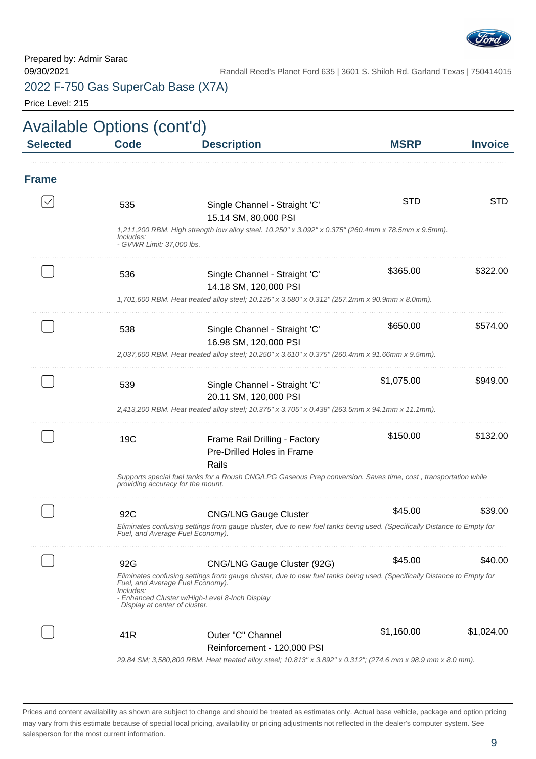Prepared by: Admir Sarac
09/30/2021

Randall Reed's Planet Ford 635 | 3601 S. Shiloh Rd. Garland Texas | 750414015

## 2022 F-750 Gas SuperCab Base (X7A)

Price Level: 215

# Available Options (cont'd)

| Selected | Code | Description | MSRP | Invoice |
|---|---|---|---|---|

### Frame

| Selected | Code | Description | MSRP | Invoice |
|---|---|---|---|---|
| ☑ | 535 | Single Channel - Straight 'C' 15.14 SM, 80,000 PSI<br>*1,211,200 RBM. High strength low alloy steel. 10.250" x 3.092" x 0.375" (260.4mm x 78.5mm x 9.5mm). Includes: - GVWR Limit: 37,000 lbs.* | STD | STD |
| ☐ | 536 | Single Channel - Straight 'C' 14.18 SM, 120,000 PSI<br>*1,701,600 RBM. Heat treated alloy steel; 10.125" x 3.580" x 0.312" (257.2mm x 90.9mm x 8.0mm).* | $365.00 | $322.00 |
| ☐ | 538 | Single Channel - Straight 'C' 16.98 SM, 120,000 PSI<br>*2,037,600 RBM. Heat treated alloy steel; 10.250" x 3.610" x 0.375" (260.4mm x 91.66mm x 9.5mm).* | $650.00 | $574.00 |
| ☐ | 539 | Single Channel - Straight 'C' 20.11 SM, 120,000 PSI<br>*2,413,200 RBM. Heat treated alloy steel; 10.375" x 3.705" x 0.438" (263.5mm x 94.1mm x 11.1mm).* | $1,075.00 | $949.00 |
| ☐ | 19C | Frame Rail Drilling - Factory Pre-Drilled Holes in Frame Rails<br>*Supports special fuel tanks for a Roush CNG/LPG Gaseous Prep conversion. Saves time, cost , transportation while providing accuracy for the mount.* | $150.00 | $132.00 |
| ☐ | 92C | CNG/LNG Gauge Cluster<br>*Eliminates confusing settings from gauge cluster, due to new fuel tanks being used. (Specifically Distance to Empty for Fuel, and Average Fuel Economy).* | $45.00 | $39.00 |
| ☐ | 92G | CNG/LNG Gauge Cluster (92G)<br>*Eliminates confusing settings from gauge cluster, due to new fuel tanks being used. (Specifically Distance to Empty for Fuel, and Average Fuel Economy). Includes: - Enhanced Cluster w/High-Level 8-Inch Display Display at center of cluster.* | $45.00 | $40.00 |
| ☐ | 41R | Outer "C" Channel Reinforcement - 120,000 PSI<br>*29.84 SM; 3,580,800 RBM. Heat treated alloy steel; 10.813" x 3.892" x 0.312"; (274.6 mm x 98.9 mm x 8.0 mm).* | $1,160.00 | $1,024.00 |

Prices and content availability as shown are subject to change and should be treated as estimates only. Actual base vehicle, package and option pricing may vary from this estimate because of special local pricing, availability or pricing adjustments not reflected in the dealer's computer system. See salesperson for the most current information.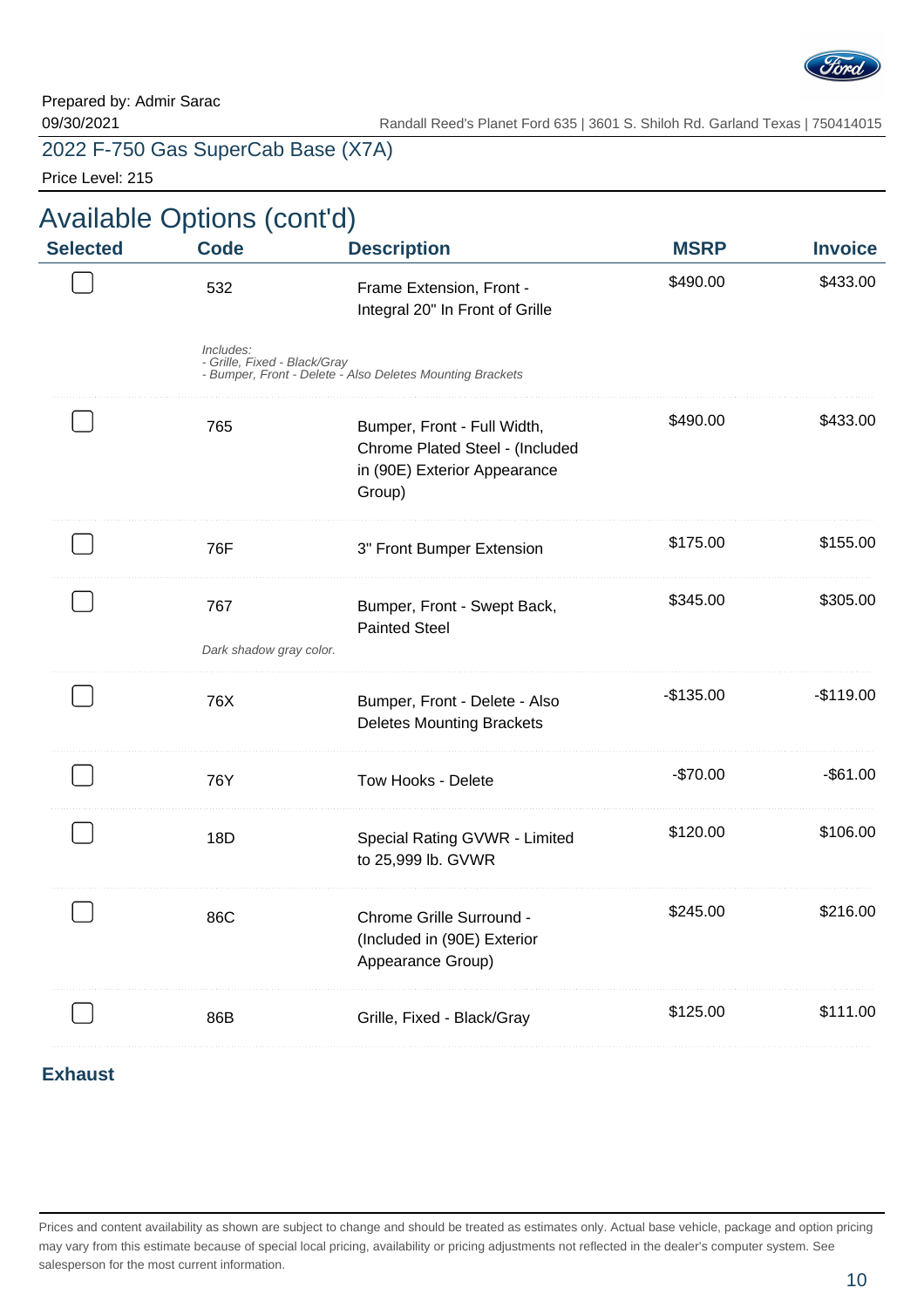Prepared by: Admir Sarac
09/30/2021

Randall Reed's Planet Ford 635 | 3601 S. Shiloh Rd. Garland Texas | 750414015

2022 F-750 Gas SuperCab Base (X7A)

Price Level: 215

## Available Options (cont'd)

| Selected | Code | Description | MSRP | Invoice |
|---|---|---|---|---|
| ☐ | 532 | Frame Extension, Front - Integral 20" In Front of Grille | $490.00 | $433.00 |
| | *Includes: - Grille, Fixed - Black/Gray - Bumper, Front - Delete - Also Deletes Mounting Brackets* | | | |
| ☐ | 765 | Bumper, Front - Full Width, Chrome Plated Steel - (Included in (90E) Exterior Appearance Group) | $490.00 | $433.00 |
| ☐ | 76F | 3" Front Bumper Extension | $175.00 | $155.00 |
| ☐ | 767 | Bumper, Front - Swept Back, Painted Steel | $345.00 | $305.00 |
| | *Dark shadow gray color.* | | | |
| ☐ | 76X | Bumper, Front - Delete - Also Deletes Mounting Brackets | -$135.00 | -$119.00 |
| ☐ | 76Y | Tow Hooks - Delete | -$70.00 | -$61.00 |
| ☐ | 18D | Special Rating GVWR - Limited to 25,999 lb. GVWR | $120.00 | $106.00 |
| ☐ | 86C | Chrome Grille Surround - (Included in (90E) Exterior Appearance Group) | $245.00 | $216.00 |
| ☐ | 86B | Grille, Fixed - Black/Gray | $125.00 | $111.00 |

### Exhaust

Prices and content availability as shown are subject to change and should be treated as estimates only. Actual base vehicle, package and option pricing may vary from this estimate because of special local pricing, availability or pricing adjustments not reflected in the dealer's computer system. See salesperson for the most current information.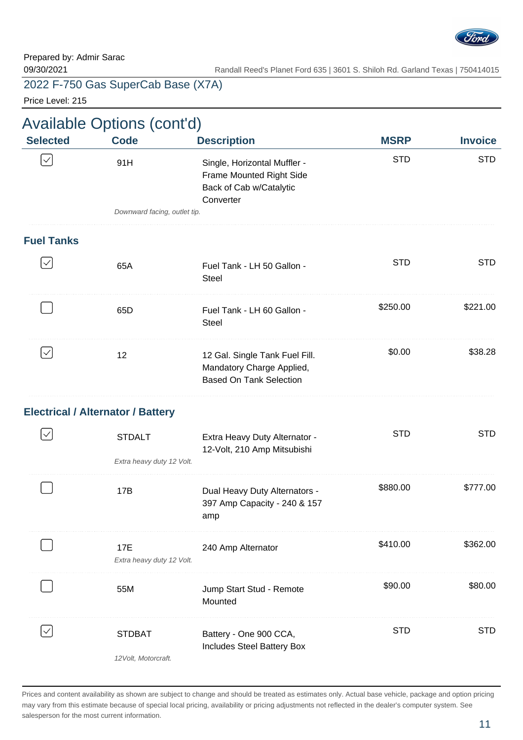Prepared by: Admir Sarac
09/30/2021

Randall Reed's Planet Ford 635 | 3601 S. Shiloh Rd. Garland Texas | 750414015

2022 F-750 Gas SuperCab Base (X7A)

Price Level: 215

## Available Options (cont'd)

| Selected | Code | Description | MSRP | Invoice |
|---|---|---|---|---|
| ☑ | 91H | Single, Horizontal Muffler - Frame Mounted Right Side Back of Cab w/Catalytic Converter | STD | STD |
| | *Downward facing, outlet tip.* | | | |

### Fuel Tanks

| Selected | Code | Description | MSRP | Invoice |
|---|---|---|---|---|
| ☑ | 65A | Fuel Tank - LH 50 Gallon - Steel | STD | STD |
| ☐ | 65D | Fuel Tank - LH 60 Gallon - Steel | $250.00 | $221.00 |
| ☑ | 12 | 12 Gal. Single Tank Fuel Fill. Mandatory Charge Applied, Based On Tank Selection | $0.00 | $38.28 |

### Electrical / Alternator / Battery

| Selected | Code | Description | MSRP | Invoice |
|---|---|---|---|---|
| ☑ | STDALT | Extra Heavy Duty Alternator - 12-Volt, 210 Amp Mitsubishi | STD | STD |
| | *Extra heavy duty 12 Volt.* | | | |
| ☐ | 17B | Dual Heavy Duty Alternators - 397 Amp Capacity - 240 & 157 amp | $880.00 | $777.00 |
| ☐ | 17E | 240 Amp Alternator | $410.00 | $362.00 |
| | *Extra heavy duty 12 Volt.* | | | |
| ☐ | 55M | Jump Start Stud - Remote Mounted | $90.00 | $80.00 |
| ☑ | STDBAT | Battery - One 900 CCA, Includes Steel Battery Box | STD | STD |
| | *12Volt, Motorcraft.* | | | |

Prices and content availability as shown are subject to change and should be treated as estimates only. Actual base vehicle, package and option pricing may vary from this estimate because of special local pricing, availability or pricing adjustments not reflected in the dealer's computer system. See salesperson for the most current information.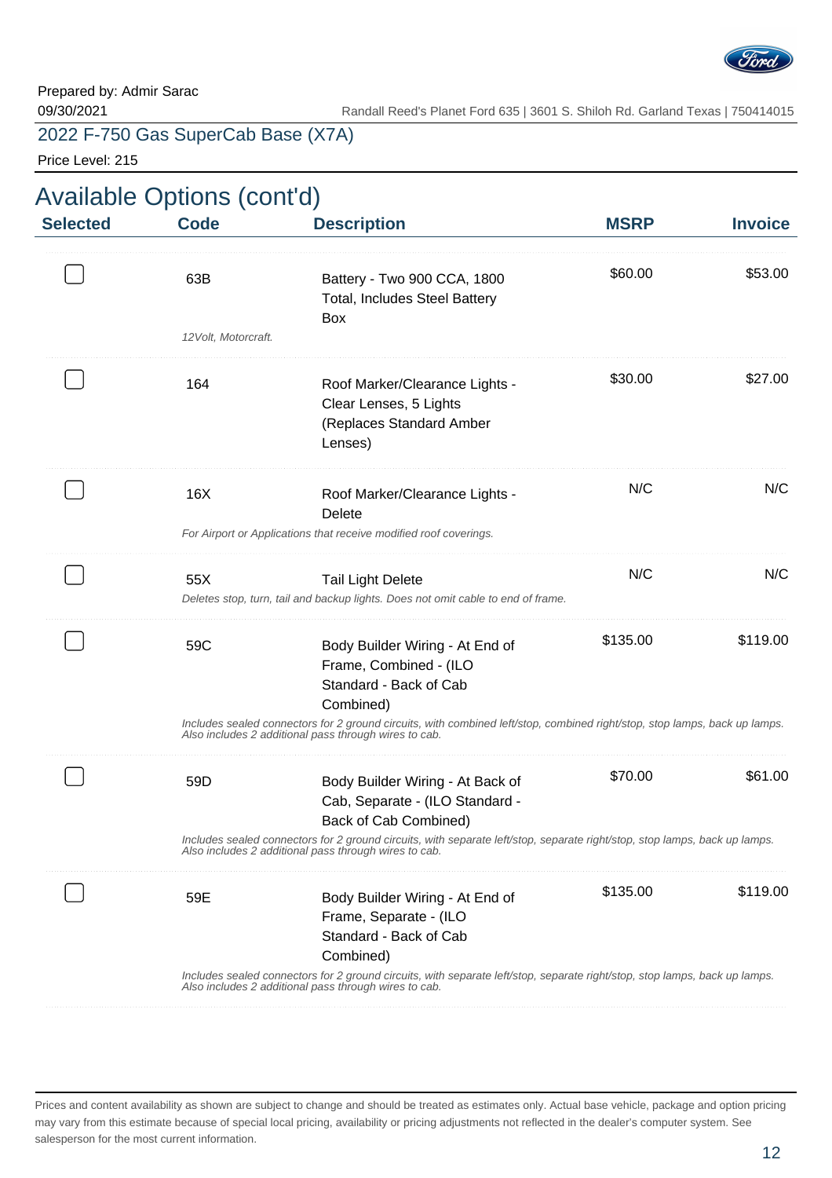Prepared by: Admir Sarac
09/30/2021

Randall Reed's Planet Ford 635 | 3601 S. Shiloh Rd. Garland Texas | 750414015

2022 F-750 Gas SuperCab Base (X7A)

Price Level: 215

## Available Options (cont'd)

| Selected | Code | Description | MSRP | Invoice |
|---|---|---|---|---|
| ☐ | 63B | Battery - Two 900 CCA, 1800 Total, Includes Steel Battery Box<br>*12Volt, Motorcraft.* | $60.00 | $53.00 |
| ☐ | 164 | Roof Marker/Clearance Lights - Clear Lenses, 5 Lights (Replaces Standard Amber Lenses) | $30.00 | $27.00 |
| ☐ | 16X | Roof Marker/Clearance Lights - Delete<br>*For Airport or Applications that receive modified roof coverings.* | N/C | N/C |
| ☐ | 55X | Tail Light Delete<br>*Deletes stop, turn, tail and backup lights. Does not omit cable to end of frame.* | N/C | N/C |
| ☐ | 59C | Body Builder Wiring - At End of Frame, Combined - (ILO Standard - Back of Cab Combined)<br>*Includes sealed connectors for 2 ground circuits, with combined left/stop, combined right/stop, stop lamps, back up lamps. Also includes 2 additional pass through wires to cab.* | $135.00 | $119.00 |
| ☐ | 59D | Body Builder Wiring - At Back of Cab, Separate - (ILO Standard - Back of Cab Combined)<br>*Includes sealed connectors for 2 ground circuits, with separate left/stop, separate right/stop, stop lamps, back up lamps. Also includes 2 additional pass through wires to cab.* | $70.00 | $61.00 |
| ☐ | 59E | Body Builder Wiring - At End of Frame, Separate - (ILO Standard - Back of Cab Combined)<br>*Includes sealed connectors for 2 ground circuits, with separate left/stop, separate right/stop, stop lamps, back up lamps. Also includes 2 additional pass through wires to cab.* | $135.00 | $119.00 |

Prices and content availability as shown are subject to change and should be treated as estimates only. Actual base vehicle, package and option pricing may vary from this estimate because of special local pricing, availability or pricing adjustments not reflected in the dealer's computer system. See salesperson for the most current information.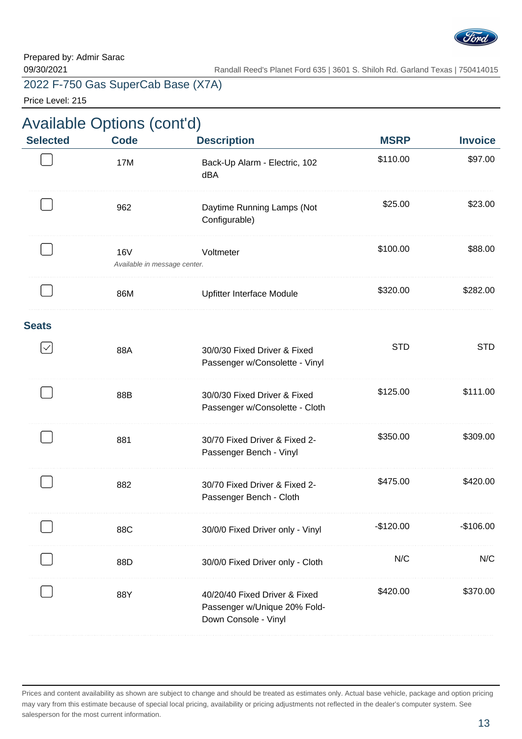Prepared by: Admir Sarac
09/30/2021

Randall Reed's Planet Ford 635 | 3601 S. Shiloh Rd. Garland Texas | 750414015

2022 F-750 Gas SuperCab Base (X7A)

Price Level: 215

## Available Options (cont'd)

| Selected | Code | Description | MSRP | Invoice |
|---|---|---|---|---|
| ☐ | 17M | Back-Up Alarm - Electric, 102 dBA | $110.00 | $97.00 |
| ☐ | 962 | Daytime Running Lamps (Not Configurable) | $25.00 | $23.00 |
| ☐ | 16V<br>*Available in message center.* | Voltmeter | $100.00 | $88.00 |
| ☐ | 86M | Upfitter Interface Module | $320.00 | $282.00 |
| **Seats** | | | | |
| ☑ | 88A | 30/0/30 Fixed Driver & Fixed Passenger w/Consolette - Vinyl | STD | STD |
| ☐ | 88B | 30/0/30 Fixed Driver & Fixed Passenger w/Consolette - Cloth | $125.00 | $111.00 |
| ☐ | 881 | 30/70 Fixed Driver & Fixed 2-Passenger Bench - Vinyl | $350.00 | $309.00 |
| ☐ | 882 | 30/70 Fixed Driver & Fixed 2-Passenger Bench - Cloth | $475.00 | $420.00 |
| ☐ | 88C | 30/0/0 Fixed Driver only - Vinyl | -$120.00 | -$106.00 |
| ☐ | 88D | 30/0/0 Fixed Driver only - Cloth | N/C | N/C |
| ☐ | 88Y | 40/20/40 Fixed Driver & Fixed Passenger w/Unique 20% Fold-Down Console - Vinyl | $420.00 | $370.00 |

Prices and content availability as shown are subject to change and should be treated as estimates only. Actual base vehicle, package and option pricing may vary from this estimate because of special local pricing, availability or pricing adjustments not reflected in the dealer's computer system. See salesperson for the most current information.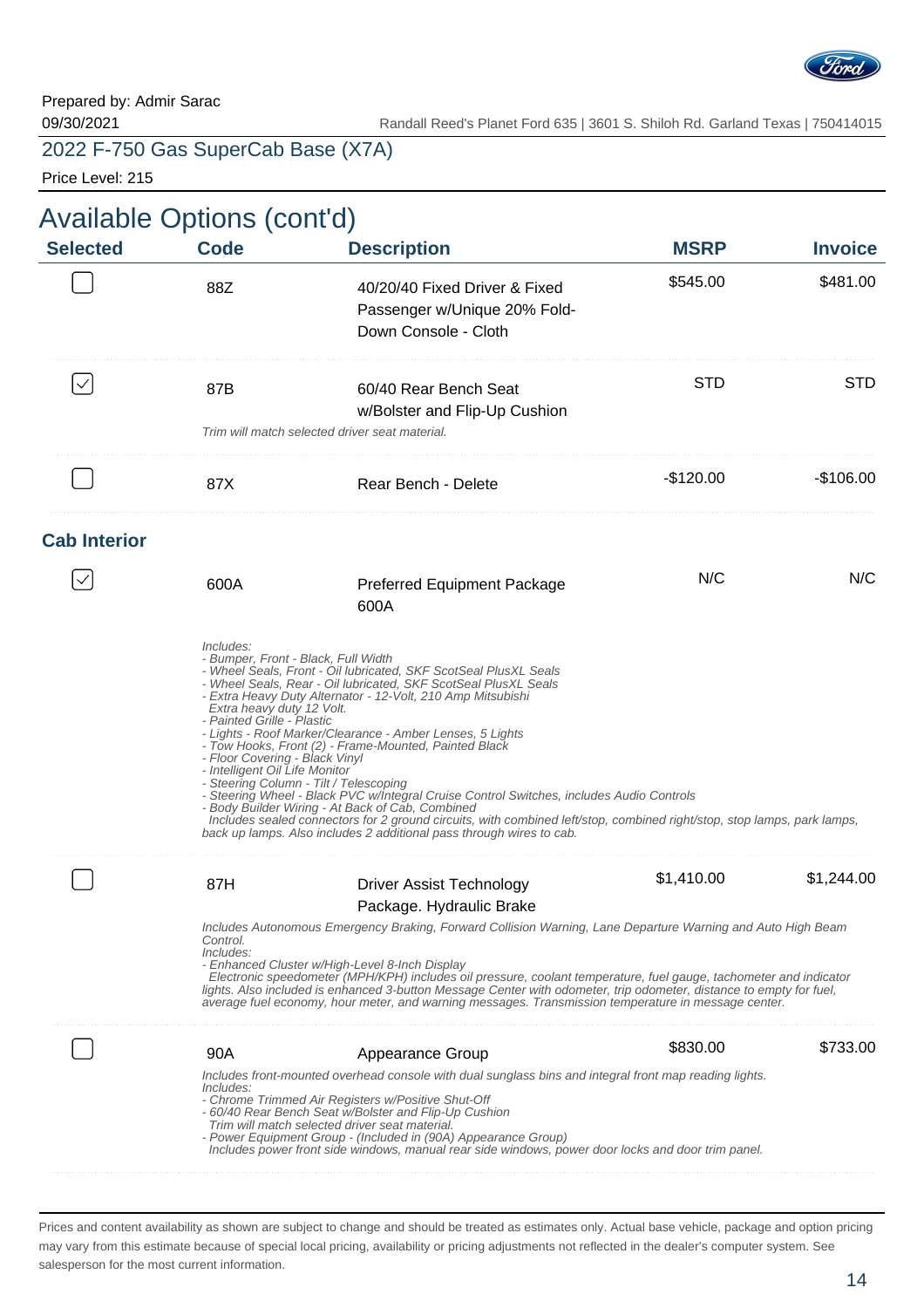Prepared by: Admir Sarac
09/30/2021

Randall Reed's Planet Ford 635 | 3601 S. Shiloh Rd. Garland Texas | 750414015

2022 F-750 Gas SuperCab Base (X7A)

Price Level: 215

## Available Options (cont'd)

| Selected | Code | Description | MSRP | Invoice |
|---|---|---|---|---|
| ☐ | 88Z | 40/20/40 Fixed Driver & Fixed Passenger w/Unique 20% Fold-Down Console - Cloth | $545.00 | $481.00 |
| ☑ | 87B | 60/40 Rear Bench Seat w/Bolster and Flip-Up Cushion<br>*Trim will match selected driver seat material.* | STD | STD |
| ☐ | 87X | Rear Bench - Delete | -$120.00 | -$106.00 |

### Cab Interior

| Selected | Code | Description | MSRP | Invoice |
|---|---|---|---|---|
| ☑ | 600A | Preferred Equipment Package 600A<br>*Includes:*<br>*- Bumper, Front - Black, Full Width*<br>*- Wheel Seals, Front - Oil lubricated, SKF ScotSeal PlusXL Seals*<br>*- Wheel Seals, Rear - Oil lubricated, SKF ScotSeal PlusXL Seals*<br>*- Extra Heavy Duty Alternator - 12-Volt, 210 Amp Mitsubishi*<br>*Extra heavy duty 12 Volt.*<br>*- Painted Grille - Plastic*<br>*- Lights - Roof Marker/Clearance - Amber Lenses, 5 Lights*<br>*- Tow Hooks, Front (2) - Frame-Mounted, Painted Black*<br>*- Floor Covering - Black Vinyl*<br>*- Intelligent Oil Life Monitor*<br>*- Steering Column - Tilt / Telescoping*<br>*- Steering Wheel - Black PVC w/Integral Cruise Control Switches, includes Audio Controls*<br>*- Body Builder Wiring - At Back of Cab, Combined*<br>*Includes sealed connectors for 2 ground circuits, with combined left/stop, combined right/stop, stop lamps, park lamps, back up lamps. Also includes 2 additional pass through wires to cab.* | N/C | N/C |
| ☐ | 87H | Driver Assist Technology Package. Hydraulic Brake<br>*Includes Autonomous Emergency Braking, Forward Collision Warning, Lane Departure Warning and Auto High Beam Control.*<br>*Includes:*<br>*- Enhanced Cluster w/High-Level 8-Inch Display*<br>*Electronic speedometer (MPH/KPH) includes oil pressure, coolant temperature, fuel gauge, tachometer and indicator lights. Also included is enhanced 3-button Message Center with odometer, trip odometer, distance to empty for fuel, average fuel economy, hour meter, and warning messages. Transmission temperature in message center.* | $1,410.00 | $1,244.00 |
| ☐ | 90A | Appearance Group<br>*Includes front-mounted overhead console with dual sunglass bins and integral front map reading lights.*<br>*Includes:*<br>*- Chrome Trimmed Air Registers w/Positive Shut-Off*<br>*- 60/40 Rear Bench Seat w/Bolster and Flip-Up Cushion*<br>*Trim will match selected driver seat material.*<br>*- Power Equipment Group - (Included in (90A) Appearance Group)*<br>*Includes power front side windows, manual rear side windows, power door locks and door trim panel.* | $830.00 | $733.00 |

Prices and content availability as shown are subject to change and should be treated as estimates only. Actual base vehicle, package and option pricing may vary from this estimate because of special local pricing, availability or pricing adjustments not reflected in the dealer's computer system. See salesperson for the most current information.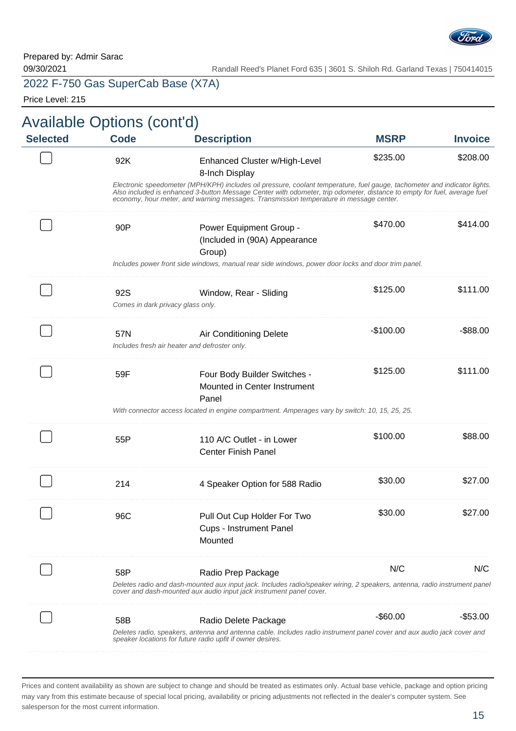Prepared by: Admir Sarac
09/30/2021

Randall Reed's Planet Ford 635 | 3601 S. Shiloh Rd. Garland Texas | 750414015

2022 F-750 Gas SuperCab Base (X7A)

Price Level: 215

## Available Options (cont'd)

| Selected | Code | Description | MSRP | Invoice |
|---|---|---|---|---|
| ☐ | 92K | Enhanced Cluster w/High-Level 8-Inch Display | $235.00 | $208.00 |
| | | *Electronic speedometer (MPH/KPH) includes oil pressure, coolant temperature, fuel gauge, tachometer and indicator lights. Also included is enhanced 3-button Message Center with odometer, trip odometer, distance to empty for fuel, average fuel economy, hour meter, and warning messages. Transmission temperature in message center.* | | |
| ☐ | 90P | Power Equipment Group - (Included in (90A) Appearance Group) | $470.00 | $414.00 |
| | | *Includes power front side windows, manual rear side windows, power door locks and door trim panel.* | | |
| ☐ | 92S | Window, Rear - Sliding | $125.00 | $111.00 |
| | | *Comes in dark privacy glass only.* | | |
| ☐ | 57N | Air Conditioning Delete | -$100.00 | -$88.00 |
| | | *Includes fresh air heater and defroster only.* | | |
| ☐ | 59F | Four Body Builder Switches - Mounted in Center Instrument Panel | $125.00 | $111.00 |
| | | *With connector access located in engine compartment. Amperages vary by switch: 10, 15, 25, 25.* | | |
| ☐ | 55P | 110 A/C Outlet - in Lower Center Finish Panel | $100.00 | $88.00 |
| ☐ | 214 | 4 Speaker Option for 588 Radio | $30.00 | $27.00 |
| ☐ | 96C | Pull Out Cup Holder For Two Cups - Instrument Panel Mounted | $30.00 | $27.00 |
| ☐ | 58P | Radio Prep Package | N/C | N/C |
| | | *Deletes radio and dash-mounted aux input jack. Includes radio/speaker wiring, 2 speakers, antenna, radio instrument panel cover and dash-mounted aux audio input jack instrument panel cover.* | | |
| ☐ | 58B | Radio Delete Package | -$60.00 | -$53.00 |
| | | *Deletes radio, speakers, antenna and antenna cable. Includes radio instrument panel cover and aux audio jack cover and speaker locations for future radio uplift if owner desires.* | | |

Prices and content availability as shown are subject to change and should be treated as estimates only. Actual base vehicle, package and option pricing may vary from this estimate because of special local pricing, availability or pricing adjustments not reflected in the dealer's computer system. See salesperson for the most current information.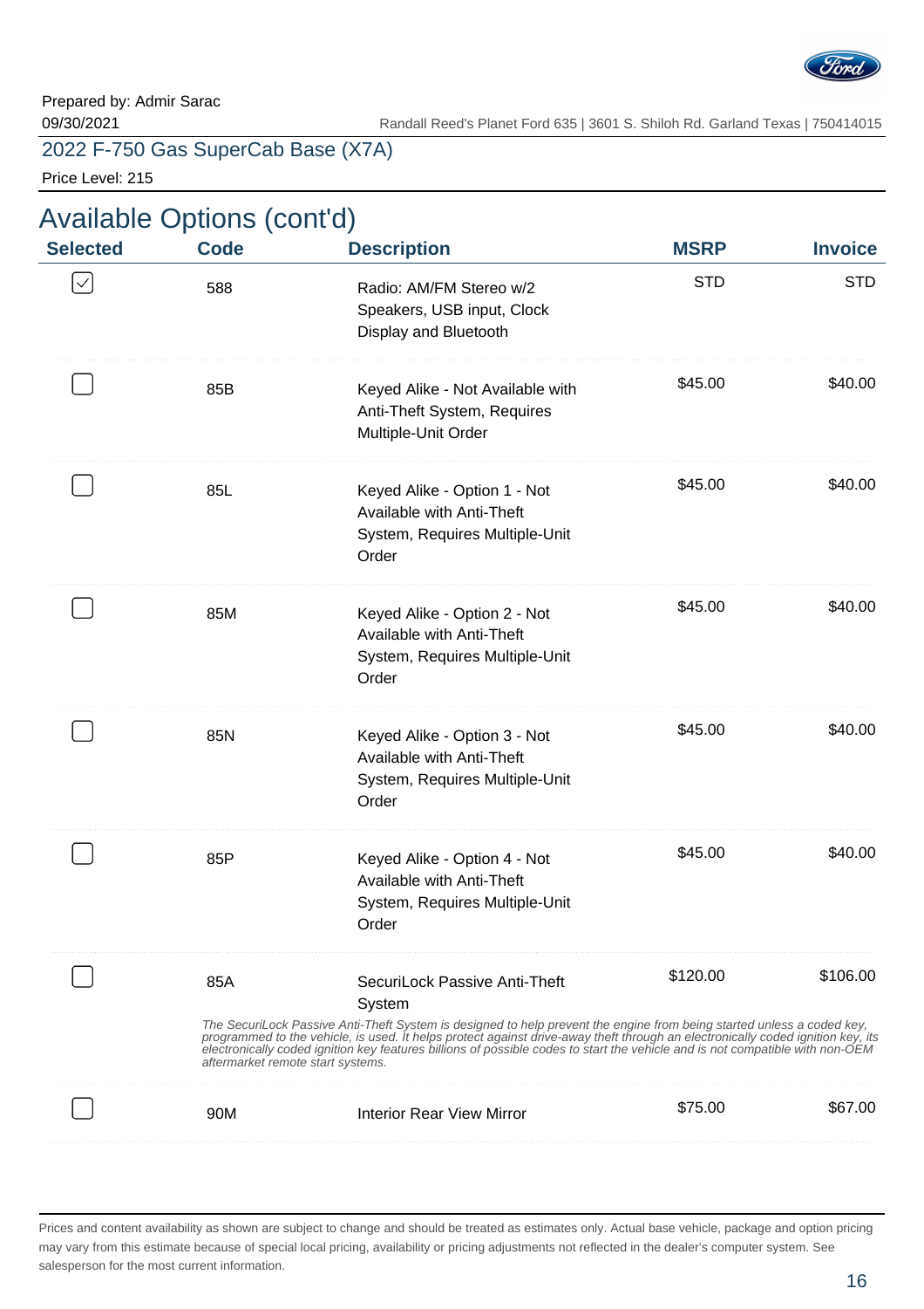Prepared by: Admir Sarac
09/30/2021

Randall Reed's Planet Ford 635 | 3601 S. Shiloh Rd. Garland Texas | 750414015

2022 F-750 Gas SuperCab Base (X7A)

Price Level: 215

## Available Options (cont'd)

| Selected | Code | Description | MSRP | Invoice |
|---|---|---|---|---|
| ☑ | 588 | Radio: AM/FM Stereo w/2 Speakers, USB input, Clock Display and Bluetooth | STD | STD |
| ☐ | 85B | Keyed Alike - Not Available with Anti-Theft System, Requires Multiple-Unit Order | $45.00 | $40.00 |
| ☐ | 85L | Keyed Alike - Option 1 - Not Available with Anti-Theft System, Requires Multiple-Unit Order | $45.00 | $40.00 |
| ☐ | 85M | Keyed Alike - Option 2 - Not Available with Anti-Theft System, Requires Multiple-Unit Order | $45.00 | $40.00 |
| ☐ | 85N | Keyed Alike - Option 3 - Not Available with Anti-Theft System, Requires Multiple-Unit Order | $45.00 | $40.00 |
| ☐ | 85P | Keyed Alike - Option 4 - Not Available with Anti-Theft System, Requires Multiple-Unit Order | $45.00 | $40.00 |
| ☐ | 85A | SecuriLock Passive Anti-Theft System<br>*The SecuriLock Passive Anti-Theft System is designed to help prevent the engine from being started unless a coded key, programmed to the vehicle, is used. It helps protect against drive-away theft through an electronically coded ignition key, its electronically coded ignition key features billions of possible codes to start the vehicle and is not compatible with non-OEM aftermarket remote start systems.* | $120.00 | $106.00 |
| ☐ | 90M | Interior Rear View Mirror | $75.00 | $67.00 |

Prices and content availability as shown are subject to change and should be treated as estimates only. Actual base vehicle, package and option pricing may vary from this estimate because of special local pricing, availability or pricing adjustments not reflected in the dealer's computer system. See salesperson for the most current information.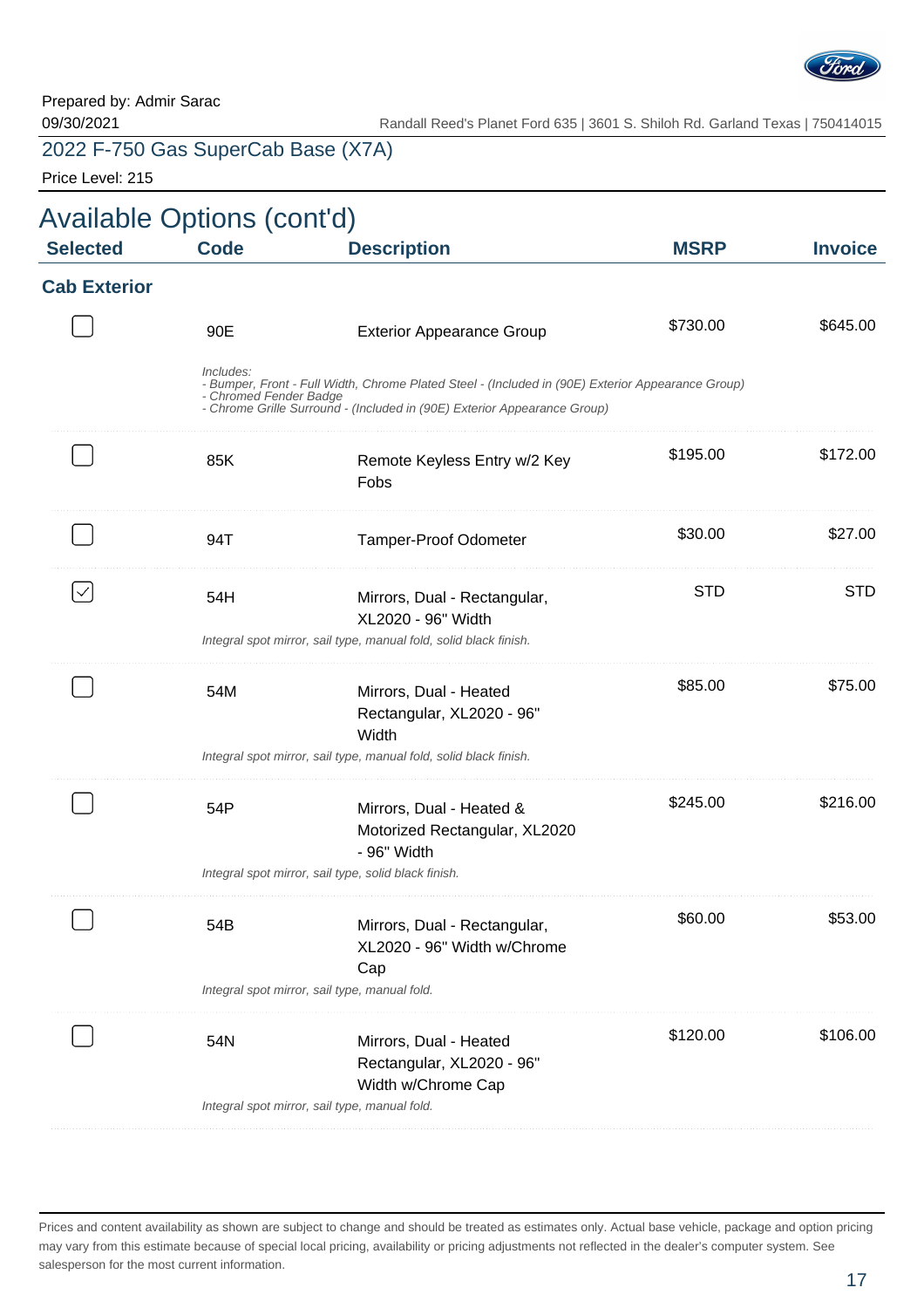Prepared by: Admir Sarac
09/30/2021

Randall Reed's Planet Ford 635 | 3601 S. Shiloh Rd. Garland Texas | 750414015

## 2022 F-750 Gas SuperCab Base (X7A)

Price Level: 215

# Available Options (cont'd)

| Selected | Code | Description | MSRP | Invoice |
|---|---|---|---|---|
| **Cab Exterior** | | | | |
| ☐ | 90E | Exterior Appearance Group<br>*Includes:*<br>*- Bumper, Front - Full Width, Chrome Plated Steel - (Included in (90E) Exterior Appearance Group)*<br>*- Chromed Fender Badge*<br>*- Chrome Grille Surround - (Included in (90E) Exterior Appearance Group)* | $730.00 | $645.00 |
| ☐ | 85K | Remote Keyless Entry w/2 Key Fobs | $195.00 | $172.00 |
| ☐ | 94T | Tamper-Proof Odometer | $30.00 | $27.00 |
| ☑ | 54H | Mirrors, Dual - Rectangular, XL2020 - 96" Width<br>*Integral spot mirror, sail type, manual fold, solid black finish.* | STD | STD |
| ☐ | 54M | Mirrors, Dual - Heated Rectangular, XL2020 - 96" Width<br>*Integral spot mirror, sail type, manual fold, solid black finish.* | $85.00 | $75.00 |
| ☐ | 54P | Mirrors, Dual - Heated & Motorized Rectangular, XL2020 - 96" Width<br>*Integral spot mirror, sail type, solid black finish.* | $245.00 | $216.00 |
| ☐ | 54B | Mirrors, Dual - Rectangular, XL2020 - 96" Width w/Chrome Cap<br>*Integral spot mirror, sail type, manual fold.* | $60.00 | $53.00 |
| ☐ | 54N | Mirrors, Dual - Heated Rectangular, XL2020 - 96" Width w/Chrome Cap<br>*Integral spot mirror, sail type, manual fold.* | $120.00 | $106.00 |

Prices and content availability as shown are subject to change and should be treated as estimates only. Actual base vehicle, package and option pricing may vary from this estimate because of special local pricing, availability or pricing adjustments not reflected in the dealer's computer system. See salesperson for the most current information.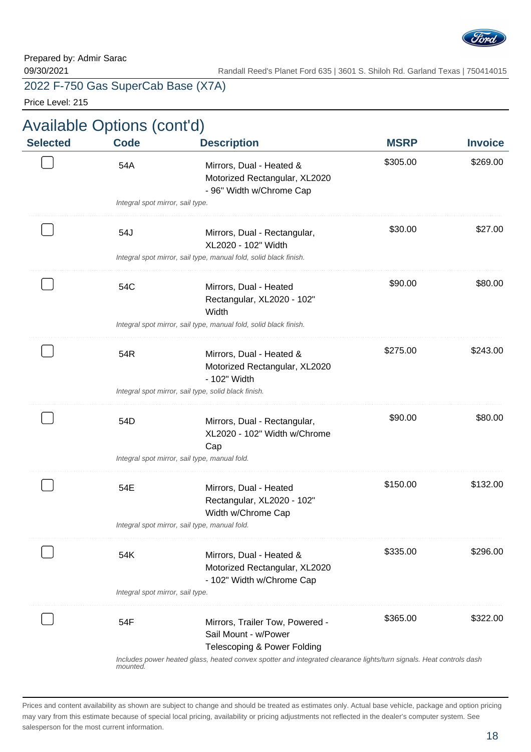Prepared by: Admir Sarac
09/30/2021

Randall Reed's Planet Ford 635 | 3601 S. Shiloh Rd. Garland Texas | 750414015

2022 F-750 Gas SuperCab Base (X7A)

Price Level: 215

## Available Options (cont'd)

| Selected | Code | Description | MSRP | Invoice |
|---|---|---|---|---|
| ☐ | 54A | Mirrors, Dual - Heated & Motorized Rectangular, XL2020 - 96" Width w/Chrome Cap<br>*Integral spot mirror, sail type.* | $305.00 | $269.00 |
| ☐ | 54J | Mirrors, Dual - Rectangular, XL2020 - 102" Width<br>*Integral spot mirror, sail type, manual fold, solid black finish.* | $30.00 | $27.00 |
| ☐ | 54C | Mirrors, Dual - Heated Rectangular, XL2020 - 102" Width<br>*Integral spot mirror, sail type, manual fold, solid black finish.* | $90.00 | $80.00 |
| ☐ | 54R | Mirrors, Dual - Heated & Motorized Rectangular, XL2020 - 102" Width<br>*Integral spot mirror, sail type, solid black finish.* | $275.00 | $243.00 |
| ☐ | 54D | Mirrors, Dual - Rectangular, XL2020 - 102" Width w/Chrome Cap<br>*Integral spot mirror, sail type, manual fold.* | $90.00 | $80.00 |
| ☐ | 54E | Mirrors, Dual - Heated Rectangular, XL2020 - 102" Width w/Chrome Cap<br>*Integral spot mirror, sail type, manual fold.* | $150.00 | $132.00 |
| ☐ | 54K | Mirrors, Dual - Heated & Motorized Rectangular, XL2020 - 102" Width w/Chrome Cap<br>*Integral spot mirror, sail type.* | $335.00 | $296.00 |
| ☐ | 54F | Mirrors, Trailer Tow, Powered - Sail Mount - w/Power Telescoping & Power Folding<br>*Includes power heated glass, heated convex spotter and integrated clearance lights/turn signals. Heat controls dash mounted.* | $365.00 | $322.00 |

Prices and content availability as shown are subject to change and should be treated as estimates only. Actual base vehicle, package and option pricing may vary from this estimate because of special local pricing, availability or pricing adjustments not reflected in the dealer's computer system. See salesperson for the most current information.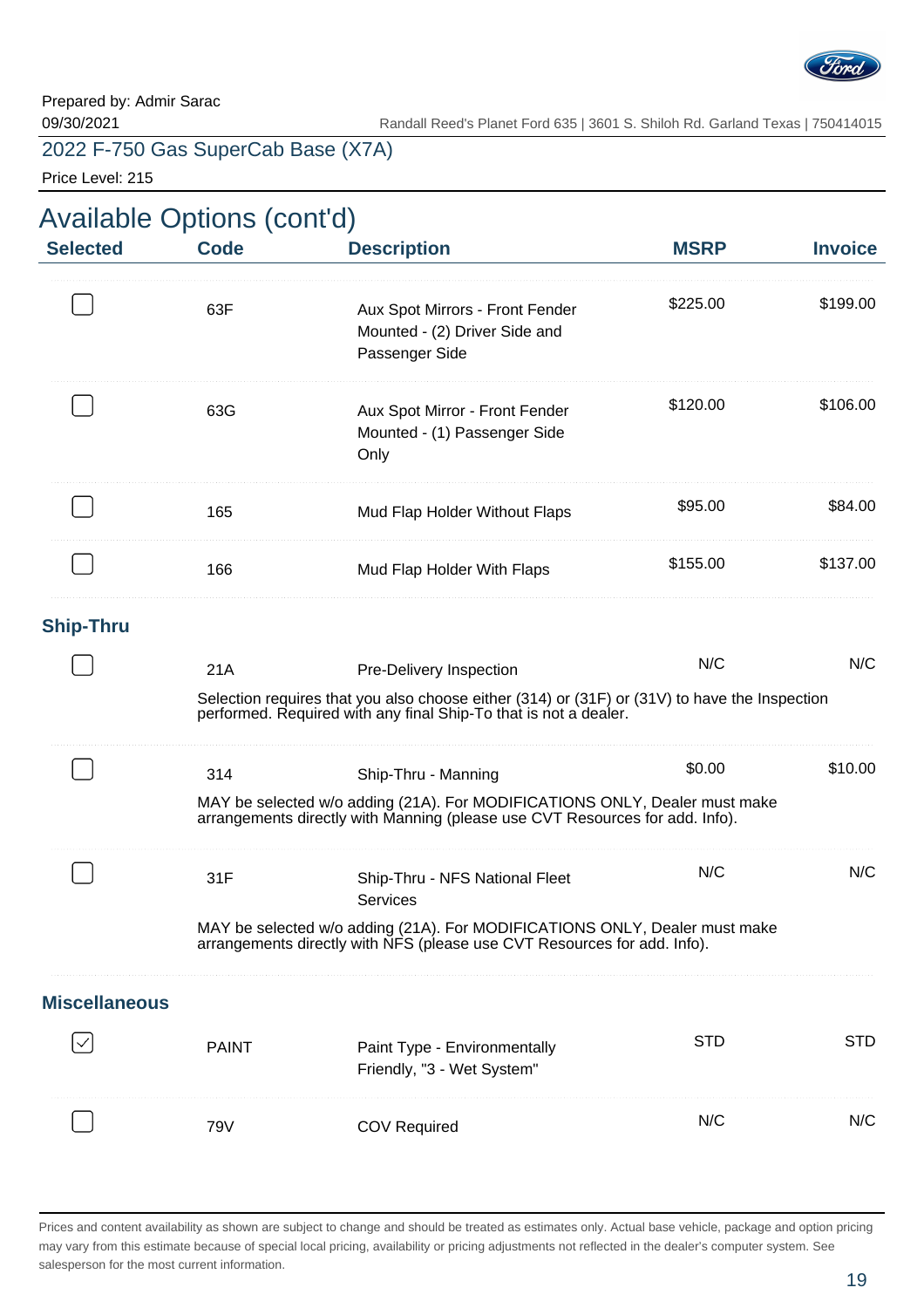Prepared by: Admir Sarac
09/30/2021

Randall Reed's Planet Ford 635 | 3601 S. Shiloh Rd. Garland Texas | 750414015

2022 F-750 Gas SuperCab Base (X7A)

Price Level: 215

## Available Options (cont'd)

| Selected | Code | Description | MSRP | Invoice |
|---|---|---|---|---|
| ☐ | 63F | Aux Spot Mirrors - Front Fender Mounted - (2) Driver Side and Passenger Side | $225.00 | $199.00 |
| ☐ | 63G | Aux Spot Mirror - Front Fender Mounted - (1) Passenger Side Only | $120.00 | $106.00 |
| ☐ | 165 | Mud Flap Holder Without Flaps | $95.00 | $84.00 |
| ☐ | 166 | Mud Flap Holder With Flaps | $155.00 | $137.00 |
| **Ship-Thru** | | | | |
| ☐ | 21A | Pre-Delivery Inspection<br>Selection requires that you also choose either (314) or (31F) or (31V) to have the Inspection performed. Required with any final Ship-To that is not a dealer. | N/C | N/C |
| ☐ | 314 | Ship-Thru - Manning<br>MAY be selected w/o adding (21A). For MODIFICATIONS ONLY, Dealer must make arrangements directly with Manning (please use CVT Resources for add. Info). | $0.00 | $10.00 |
| ☐ | 31F | Ship-Thru - NFS National Fleet Services<br>MAY be selected w/o adding (21A). For MODIFICATIONS ONLY, Dealer must make arrangements directly with NFS (please use CVT Resources for add. Info). | N/C | N/C |
| **Miscellaneous** | | | | |
| ☑ | PAINT | Paint Type - Environmentally Friendly, "3 - Wet System" | STD | STD |
| ☐ | 79V | COV Required | N/C | N/C |

Prices and content availability as shown are subject to change and should be treated as estimates only. Actual base vehicle, package and option pricing may vary from this estimate because of special local pricing, availability or pricing adjustments not reflected in the dealer's computer system. See salesperson for the most current information.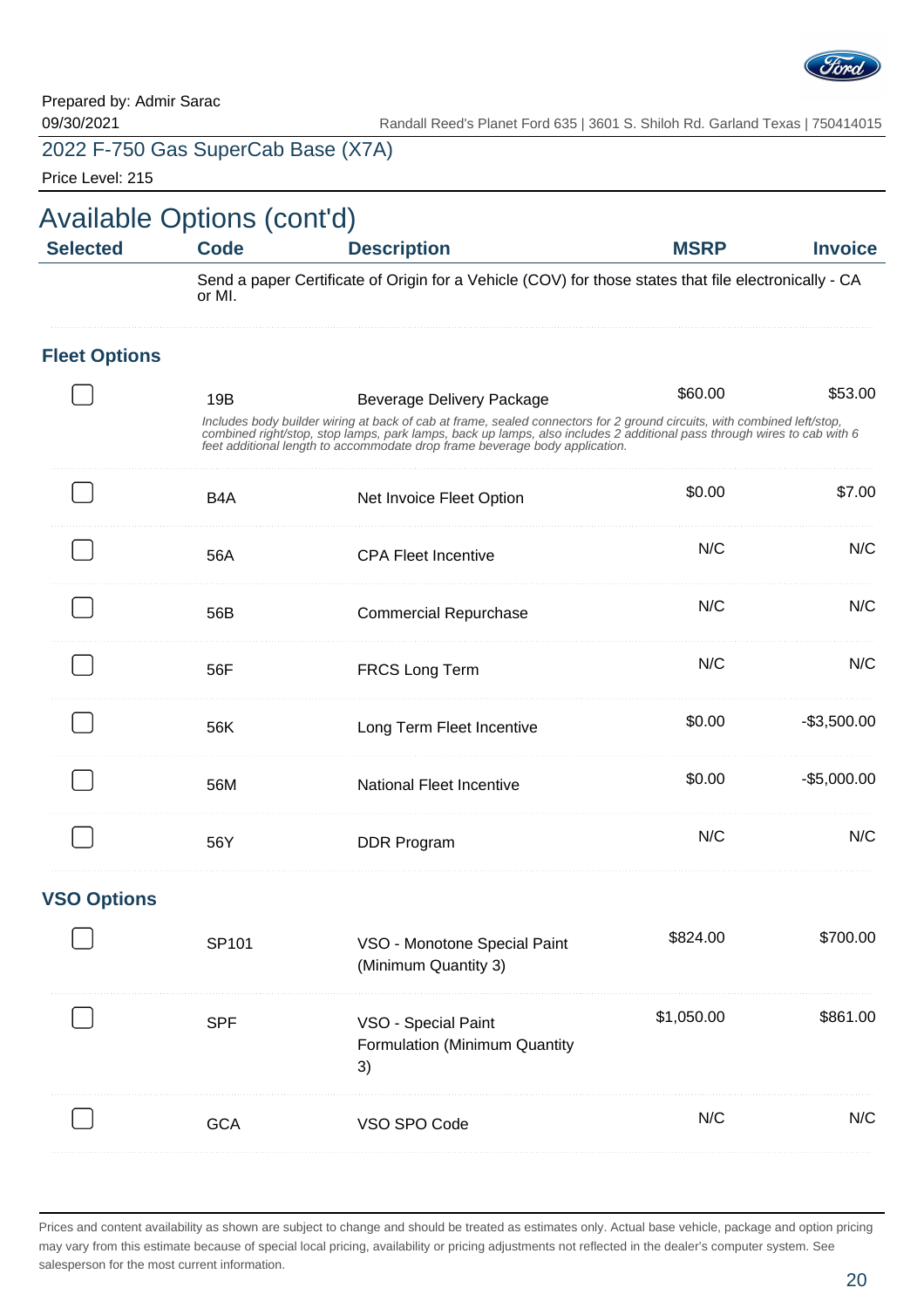Prepared by: Admir Sarac
09/30/2021

Randall Reed's Planet Ford 635 | 3601 S. Shiloh Rd. Garland Texas | 750414015

2022 F-750 Gas SuperCab Base (X7A)

Price Level: 215

# Available Options (cont'd)

| Selected | Code | Description | MSRP | Invoice |
|---|---|---|---|---|
| | Send a paper Certificate of Origin for a Vehicle (COV) for those states that file electronically - CA or MI. | | | |

## Fleet Options

| Selected | Code | Description | MSRP | Invoice |
|---|---|---|---|---|
| ☐ | 19B | Beverage Delivery Package<br>*Includes body builder wiring at back of cab at frame, sealed connectors for 2 ground circuits, with combined left/stop, combined right/stop, stop lamps, park lamps, back up lamps, also includes 2 additional pass through wires to cab with 6 feet additional length to accommodate drop frame beverage body application.* | $60.00 | $53.00 |
| ☐ | B4A | Net Invoice Fleet Option | $0.00 | $7.00 |
| ☐ | 56A | CPA Fleet Incentive | N/C | N/C |
| ☐ | 56B | Commercial Repurchase | N/C | N/C |
| ☐ | 56F | FRCS Long Term | N/C | N/C |
| ☐ | 56K | Long Term Fleet Incentive | $0.00 | -$3,500.00 |
| ☐ | 56M | National Fleet Incentive | $0.00 | -$5,000.00 |
| ☐ | 56Y | DDR Program | N/C | N/C |

## VSO Options

| Selected | Code | Description | MSRP | Invoice |
|---|---|---|---|---|
| ☐ | SP101 | VSO - Monotone Special Paint (Minimum Quantity 3) | $824.00 | $700.00 |
| ☐ | SPF | VSO - Special Paint Formulation (Minimum Quantity 3) | $1,050.00 | $861.00 |
| ☐ | GCA | VSO SPO Code | N/C | N/C |

Prices and content availability as shown are subject to change and should be treated as estimates only. Actual base vehicle, package and option pricing may vary from this estimate because of special local pricing, availability or pricing adjustments not reflected in the dealer's computer system. See salesperson for the most current information.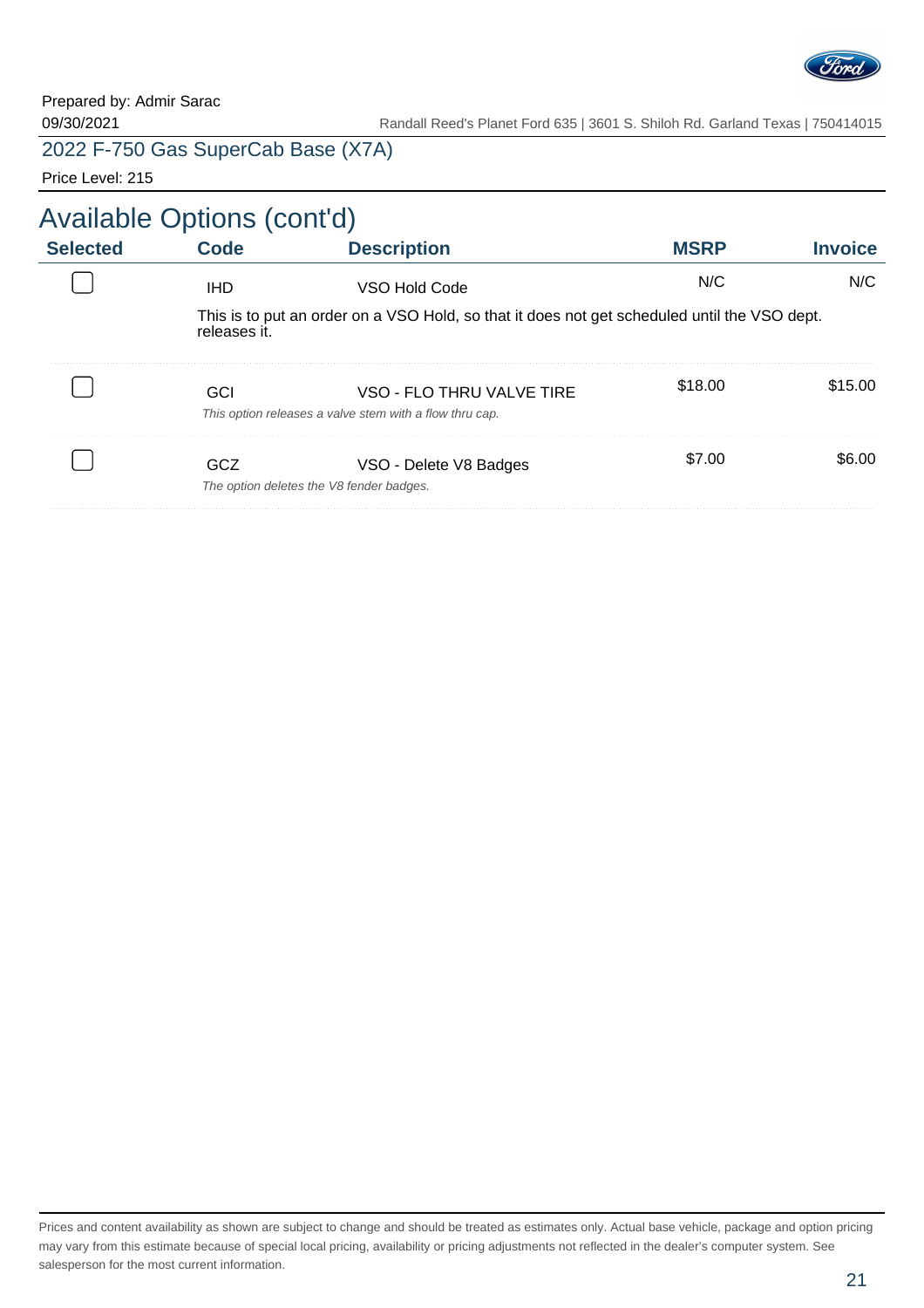Prepared by: Admir Sarac
09/30/2021

Randall Reed's Planet Ford 635 | 3601 S. Shiloh Rd. Garland Texas | 750414015

2022 F-750 Gas SuperCab Base (X7A)

Price Level: 215

## Available Options (cont'd)

| Selected | Code | Description | MSRP | Invoice |
|---|---|---|---|---|
| ☐ | IHD | VSO Hold Code | N/C | N/C |
| | | This is to put an order on a VSO Hold, so that it does not get scheduled until the VSO dept. releases it. | | |
| ☐ | GCI | VSO - FLO THRU VALVE TIRE | $18.00 | $15.00 |
| | | *This option releases a valve stem with a flow thru cap.* | | |
| ☐ | GCZ | VSO - Delete V8 Badges | $7.00 | $6.00 |
| | | *The option deletes the V8 fender badges.* | | |

Prices and content availability as shown are subject to change and should be treated as estimates only. Actual base vehicle, package and option pricing may vary from this estimate because of special local pricing, availability or pricing adjustments not reflected in the dealer's computer system. See salesperson for the most current information.